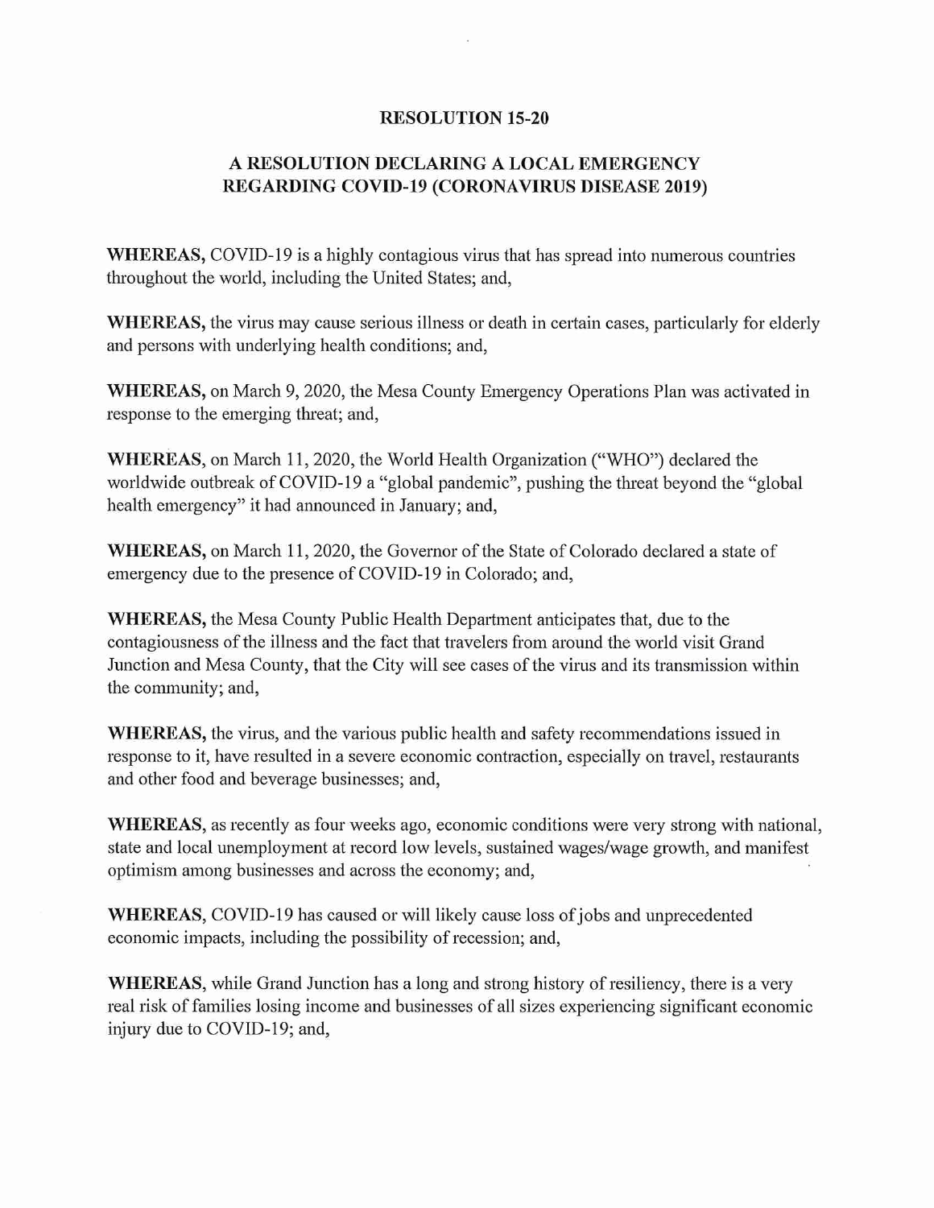# RESOLUTION 15-20

## A RESOLUTION DECLARING A LOCAL EMERGENCY REGARDING COVID-19 (CORONAVIRUS DISEASE 2019)

**WHEREAS,** COVID-19 is a highly contagious virus that has spread into numerous countries throughout the world, including the United States; and,

**WHEREAS,** the virus may cause serious illness or death in certain cases, particularly for elderly and persons with underlying health conditions; and,

**WHEREAS,** on March 9, 2020, the Mesa County Emergency Operations Plan was activated in response to the emerging threat; and,

**WHEREAS,** on March 11, 2020, the World Health Organization ("WHO") declared the worldwide outbreak of COVID-19 a "global pandemic", pushing the threat beyond the "global health emergency" it had announced in January; and,

**WHEREAS,** on March 11, 2020, the Governor of the State of Colorado declared a state of emergency due to the presence of COVID-19 in Colorado; and,

**WHEREAS,** the Mesa County Public Health Department anticipates that, due to the contagiousness of the illness and the fact that travelers from around the world visit Grand Junction and Mesa County, that the City will see cases of the virus and its transmission within the community; and,

**WHEREAS,** the virus, and the various public health and safety recommendations issued in response to it, have resulted in a severe economic contraction, especially on travel, restaurants and other food and beverage businesses; and,

**WHEREAS,** as recently as four weeks ago, economic conditions were very strong with national, state and local unemployment at record low levels, sustained wages/wage growth, and manifest optimism among businesses and across the economy; and,

**WHEREAS,** COVID-19 has caused or will likely cause loss of jobs and unprecedented economic impacts, including the possibility of recession; and,

**WHEREAS,** while Grand Junction has a long and strong history of resiliency, there is a very real risk of families losing income and businesses of all sizes experiencing significant economic injury due to COVID-19; and,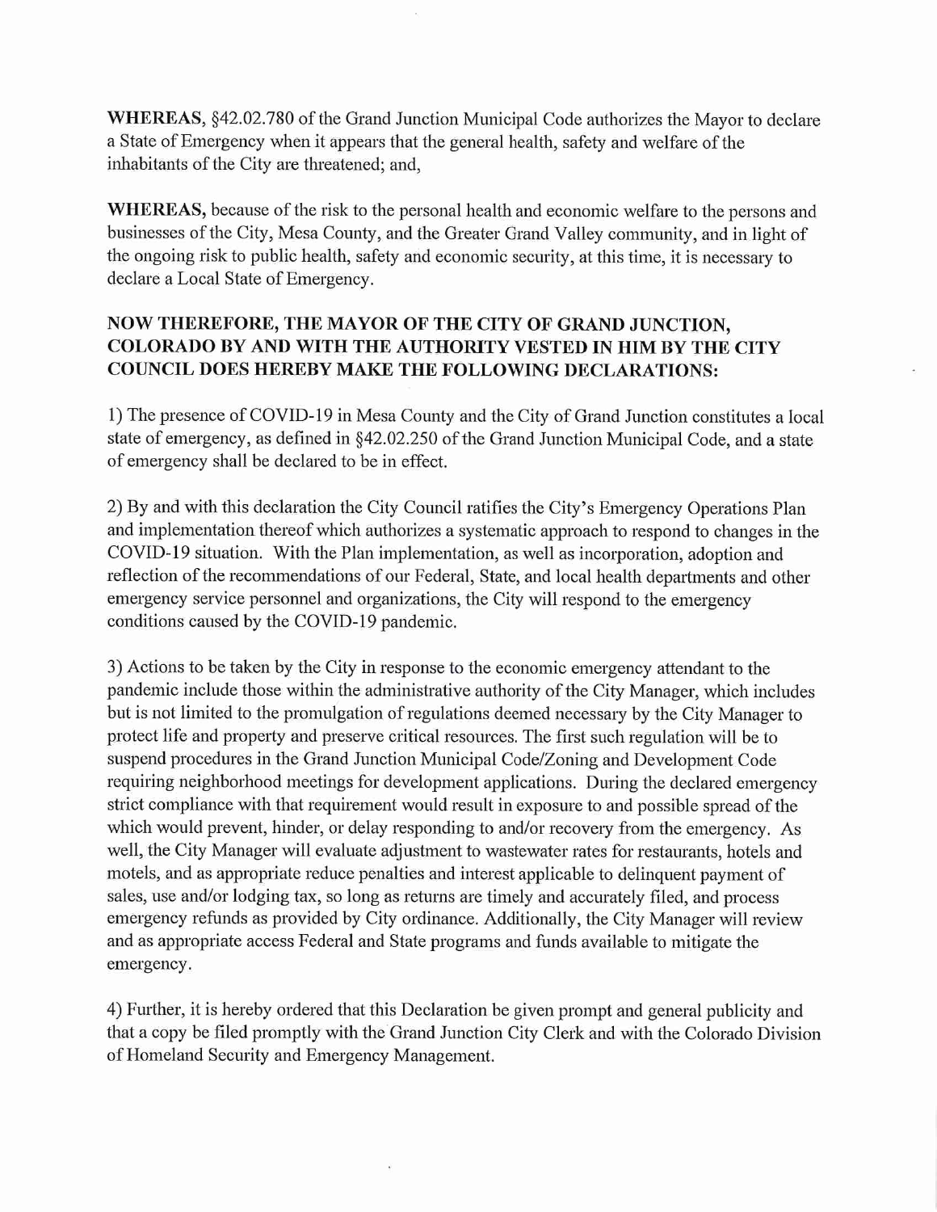**WHEREAS**, §42.02.780 of the Grand Junction Municipal Code authorizes the Mayor to declare a State of Emergency when it appears that the general health, safety and welfare of the inhabitants of the City are threatened; and,

**WHEREAS,** because of the risk to the personal health and economic welfare to the persons and businesses of the City, Mesa County, and the Greater Grand Valley community, and in light of the ongoing risk to public health, safety and economic security, at this time, it is necessary to declare a Local State of Emergency.

**NOW THEREFORE, THE MAYOR OF THE CITY OF GRAND JUNCTION, COLORADO BY AND WITH THE AUTHORITY VESTED IN HIM BY THE CITY COUNCIL DOES HEREBY MAKE THE FOLLOWING DECLARATIONS:**

1) The presence of COVID-19 in Mesa County and the City of Grand Junction constitutes a local state of emergency, as defined in §42.02.250 of the Grand Junction Municipal Code, and a state of emergency shall be declared to be in effect.

2) By and with this declaration the City Council ratifies the City's Emergency Operations Plan and implementation thereof which authorizes a systematic approach to respond to changes in the COVID-19 situation. With the Plan implementation, as well as incorporation, adoption and reflection of the recommendations of our Federal, State, and local health departments and other emergency service personnel and organizations, the City will respond to the emergency conditions caused by the COVID-19 pandemic.

3) Actions to be taken by the City in response to the economic emergency attendant to the pandemic include those within the administrative authority of the City Manager, which includes but is not limited to the promulgation of regulations deemed necessary by the City Manager to protect life and property and preserve critical resources. The first such regulation will be to suspend procedures in the Grand Junction Municipal Code/Zoning and Development Code requiring neighborhood meetings for development applications. During the declared emergency strict compliance with that requirement would result in exposure to and possible spread of the which would prevent, hinder, or delay responding to and/or recovery from the emergency. As well, the City Manager will evaluate adjustment to wastewater rates for restaurants, hotels and motels, and as appropriate reduce penalties and interest applicable to delinquent payment of sales, use and/or lodging tax, so long as returns are timely and accurately filed, and process emergency refunds as provided by City ordinance. Additionally, the City Manager will review and as appropriate access Federal and State programs and funds available to mitigate the emergency.

4) Further, it is hereby ordered that this Declaration be given prompt and general publicity and that a copy be filed promptly with the Grand Junction City Clerk and with the Colorado Division of Homeland Security and Emergency Management.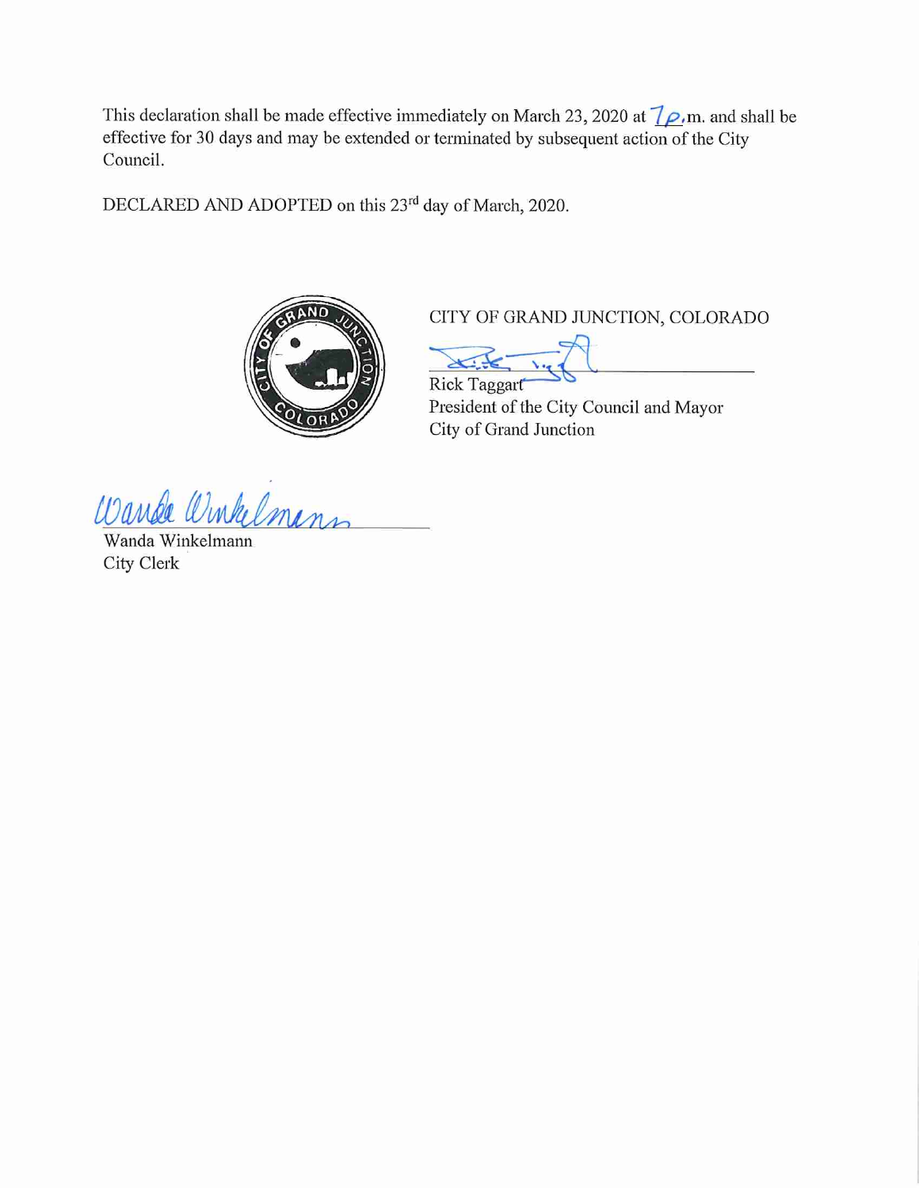This declaration shall be made effective immediately on March 23, 2020 at 7p.m. and shall be effective for 30 days and may be extended or terminated by subsequent action of the City Council.

DECLARED AND ADOPTED on this 23rd day of March, 2020.

CITY OF GRAND JUNCTION, COLORADO

Rick Taggart
President of the City Council and Mayor
City of Grand Junction

Wanda Winkelmann
City Clerk